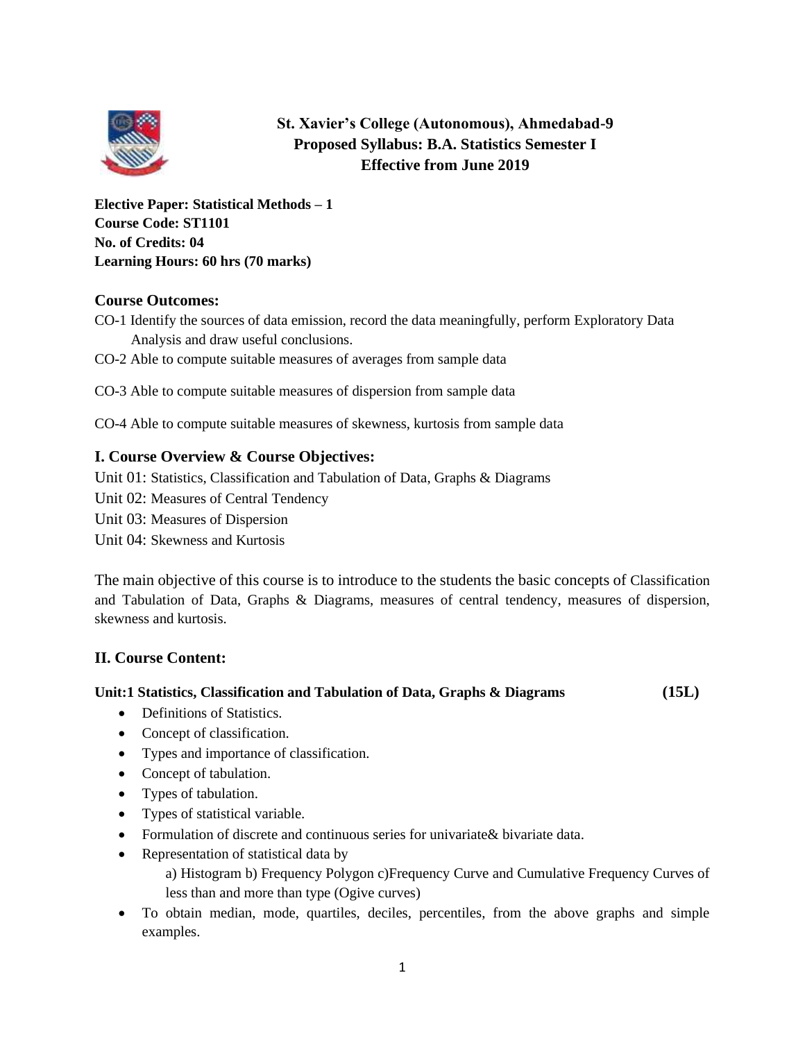# St. Xavier's College (Autonomous), Ahmedabad-9
## Proposed Syllabus: B.A. Statistics Semester I
## Effective from June 2019

**Elective Paper: Statistical Methods – 1**
**Course Code: ST1101**
**No. of Credits: 04**
**Learning Hours: 60 hrs (70 marks)**

### Course Outcomes:

CO-1 Identify the sources of data emission, record the data meaningfully, perform Exploratory Data Analysis and draw useful conclusions.

CO-2 Able to compute suitable measures of averages from sample data

CO-3 Able to compute suitable measures of dispersion from sample data

CO-4 Able to compute suitable measures of skewness, kurtosis from sample data

### I. Course Overview & Course Objectives:

Unit 01: Statistics, Classification and Tabulation of Data, Graphs & Diagrams

Unit 02: Measures of Central Tendency

Unit 03: Measures of Dispersion

Unit 04: Skewness and Kurtosis

The main objective of this course is to introduce to the students the basic concepts of Classification and Tabulation of Data, Graphs & Diagrams, measures of central tendency, measures of dispersion, skewness and kurtosis.

### II. Course Content:

**Unit:1 Statistics, Classification and Tabulation of Data, Graphs & Diagrams (15L)**

- Definitions of Statistics.
- Concept of classification.
- Types and importance of classification.
- Concept of tabulation.
- Types of tabulation.
- Types of statistical variable.
- Formulation of discrete and continuous series for univariate& bivariate data.
- Representation of statistical data by
  a) Histogram b) Frequency Polygon c)Frequency Curve and Cumulative Frequency Curves of less than and more than type (Ogive curves)
- To obtain median, mode, quartiles, deciles, percentiles, from the above graphs and simple examples.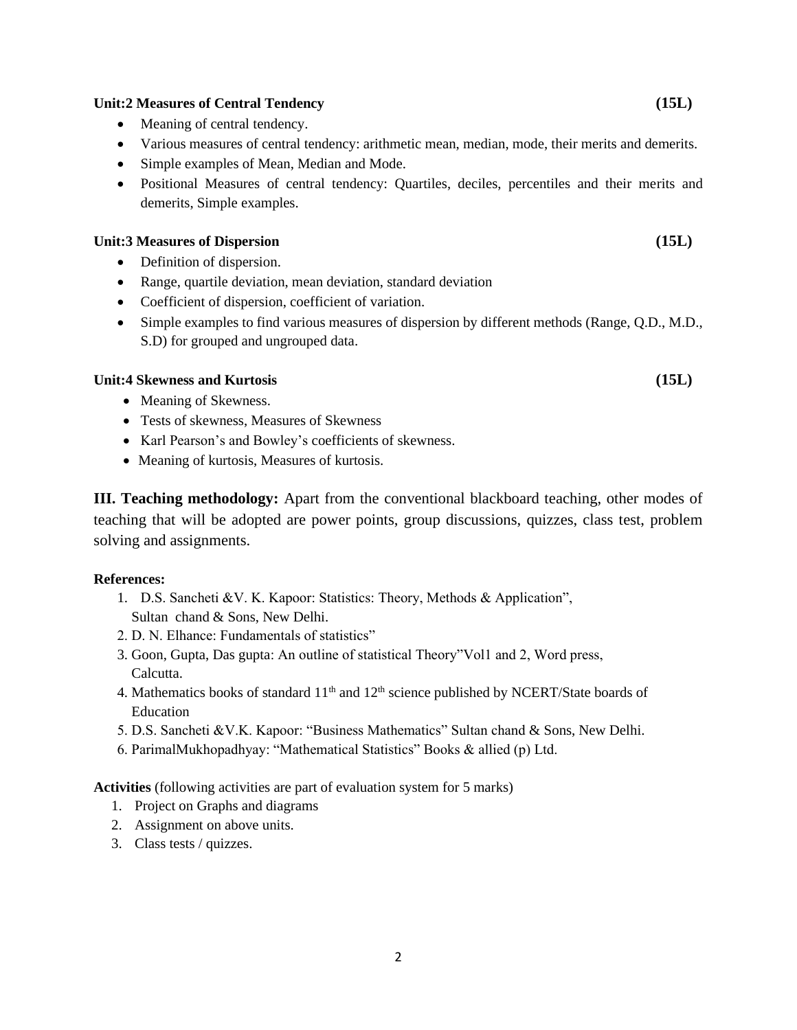**Unit:2 Measures of Central Tendency (15L)**

- Meaning of central tendency.
- Various measures of central tendency: arithmetic mean, median, mode, their merits and demerits.
- Simple examples of Mean, Median and Mode.
- Positional Measures of central tendency: Quartiles, deciles, percentiles and their merits and demerits, Simple examples.

**Unit:3 Measures of Dispersion (15L)**

- Definition of dispersion.
- Range, quartile deviation, mean deviation, standard deviation
- Coefficient of dispersion, coefficient of variation.
- Simple examples to find various measures of dispersion by different methods (Range, Q.D., M.D., S.D) for grouped and ungrouped data.

**Unit:4 Skewness and Kurtosis (15L)**

- Meaning of Skewness.
- Tests of skewness, Measures of Skewness
- Karl Pearson's and Bowley's coefficients of skewness.
- Meaning of kurtosis, Measures of kurtosis.

**III. Teaching methodology:** Apart from the conventional blackboard teaching, other modes of teaching that will be adopted are power points, group discussions, quizzes, class test, problem solving and assignments.

**References:**

1. D.S. Sancheti &V. K. Kapoor: Statistics: Theory, Methods & Application", Sultan chand & Sons, New Delhi.
2. D. N. Elhance: Fundamentals of statistics"
3. Goon, Gupta, Das gupta: An outline of statistical Theory"Vol1 and 2, Word press, Calcutta.
4. Mathematics books of standard 11th and 12th science published by NCERT/State boards of Education
5. D.S. Sancheti &V.K. Kapoor: "Business Mathematics" Sultan chand & Sons, New Delhi.
6. ParimalMukhopadhyay: "Mathematical Statistics" Books & allied (p) Ltd.

**Activities** (following activities are part of evaluation system for 5 marks)

1. Project on Graphs and diagrams
2. Assignment on above units.
3. Class tests / quizzes.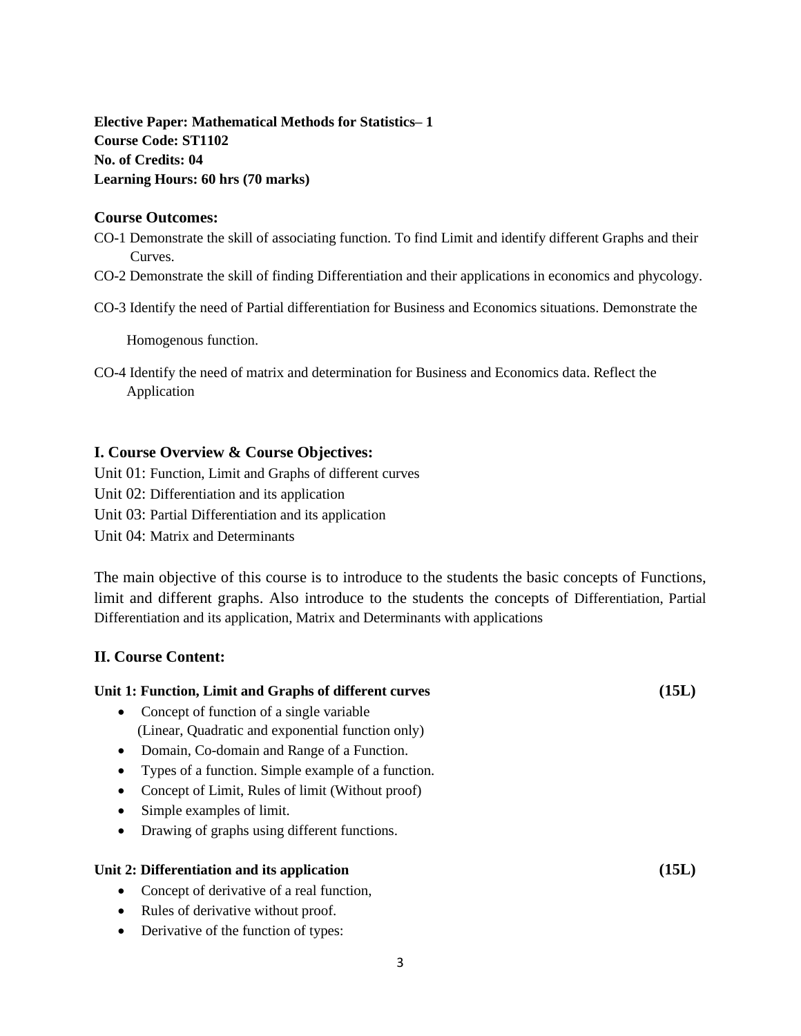**Elective Paper: Mathematical Methods for Statistics– 1**
**Course Code: ST1102**
**No. of Credits: 04**
**Learning Hours: 60 hrs (70 marks)**

## Course Outcomes:

CO-1 Demonstrate the skill of associating function. To find Limit and identify different Graphs and their Curves.

CO-2 Demonstrate the skill of finding Differentiation and their applications in economics and phycology.

CO-3 Identify the need of Partial differentiation for Business and Economics situations. Demonstrate the Homogenous function.

CO-4 Identify the need of matrix and determination for Business and Economics data. Reflect the Application

## I. Course Overview & Course Objectives:

Unit 01: Function, Limit and Graphs of different curves
Unit 02: Differentiation and its application
Unit 03: Partial Differentiation and its application
Unit 04: Matrix and Determinants

The main objective of this course is to introduce to the students the basic concepts of Functions, limit and different graphs. Also introduce to the students the concepts of Differentiation, Partial Differentiation and its application, Matrix and Determinants with applications

## II. Course Content:

**Unit 1: Function, Limit and Graphs of different curves (15L)**

- Concept of function of a single variable (Linear, Quadratic and exponential function only)
- Domain, Co-domain and Range of a Function.
- Types of a function. Simple example of a function.
- Concept of Limit, Rules of limit (Without proof)
- Simple examples of limit.
- Drawing of graphs using different functions.

**Unit 2: Differentiation and its application (15L)**

- Concept of derivative of a real function,
- Rules of derivative without proof.
- Derivative of the function of types: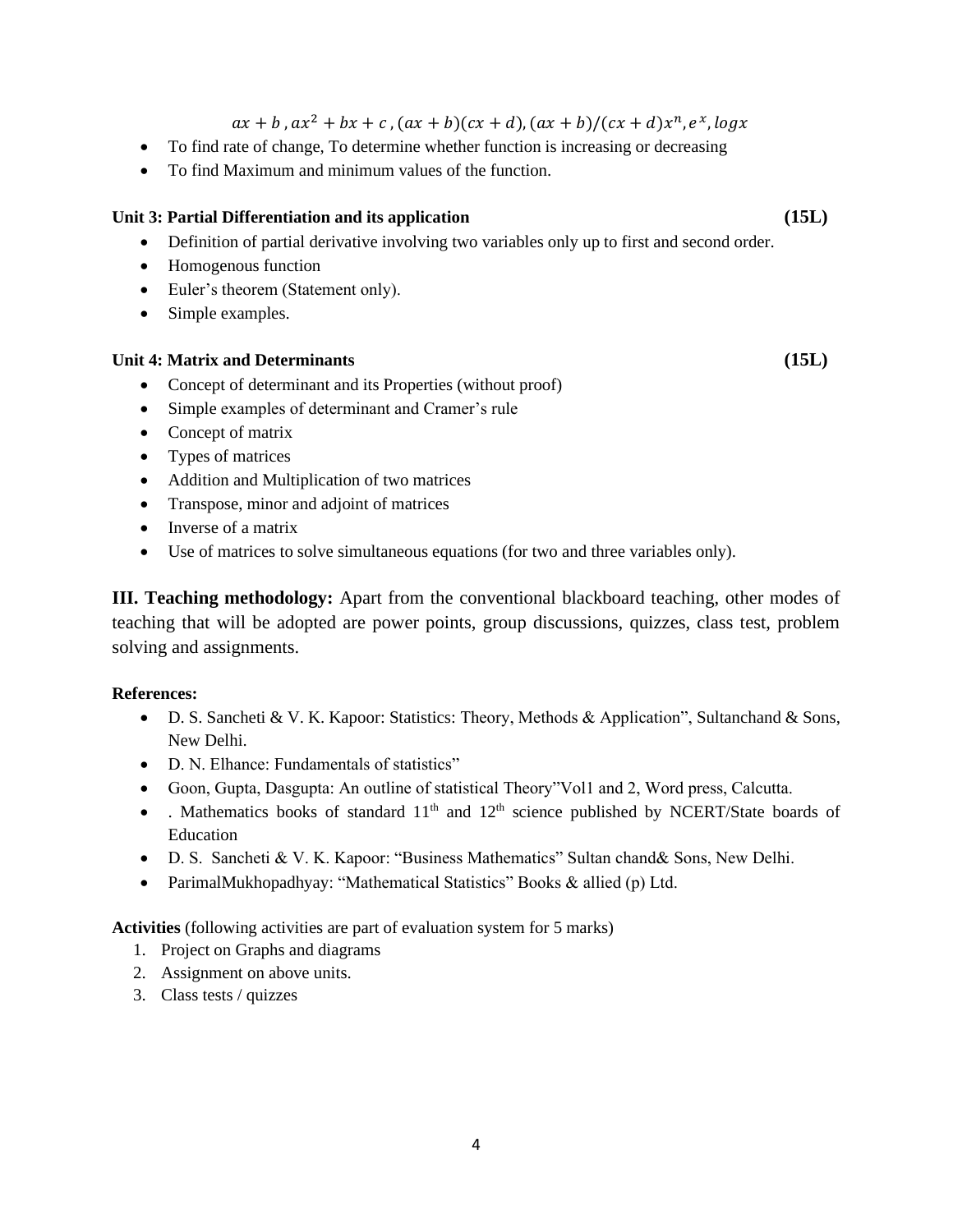$ax + b$ , $ax^2 + bx + c$ , $(ax + b)(cx + d)$, $(ax + b)/(cx + d)x^n$, $e^x$, $logx$

- To find rate of change, To determine whether function is increasing or decreasing
- To find Maximum and minimum values of the function.

**Unit 3: Partial Differentiation and its application (15L)**

- Definition of partial derivative involving two variables only up to first and second order.
- Homogenous function
- Euler's theorem (Statement only).
- Simple examples.

**Unit 4: Matrix and Determinants (15L)**

- Concept of determinant and its Properties (without proof)
- Simple examples of determinant and Cramer's rule
- Concept of matrix
- Types of matrices
- Addition and Multiplication of two matrices
- Transpose, minor and adjoint of matrices
- Inverse of a matrix
- Use of matrices to solve simultaneous equations (for two and three variables only).

**III. Teaching methodology:** Apart from the conventional blackboard teaching, other modes of teaching that will be adopted are power points, group discussions, quizzes, class test, problem solving and assignments.

**References:**

- D. S. Sancheti & V. K. Kapoor: Statistics: Theory, Methods & Application", Sultanchand & Sons, New Delhi.
- D. N. Elhance: Fundamentals of statistics"
- Goon, Gupta, Dasgupta: An outline of statistical Theory"Vol1 and 2, Word press, Calcutta.
- . Mathematics books of standard 11th and 12th science published by NCERT/State boards of Education
- D. S. Sancheti & V. K. Kapoor: "Business Mathematics" Sultan chand& Sons, New Delhi.
- ParimalMukhopadhyay: "Mathematical Statistics" Books & allied (p) Ltd.

**Activities** (following activities are part of evaluation system for 5 marks)

1. Project on Graphs and diagrams
2. Assignment on above units.
3. Class tests / quizzes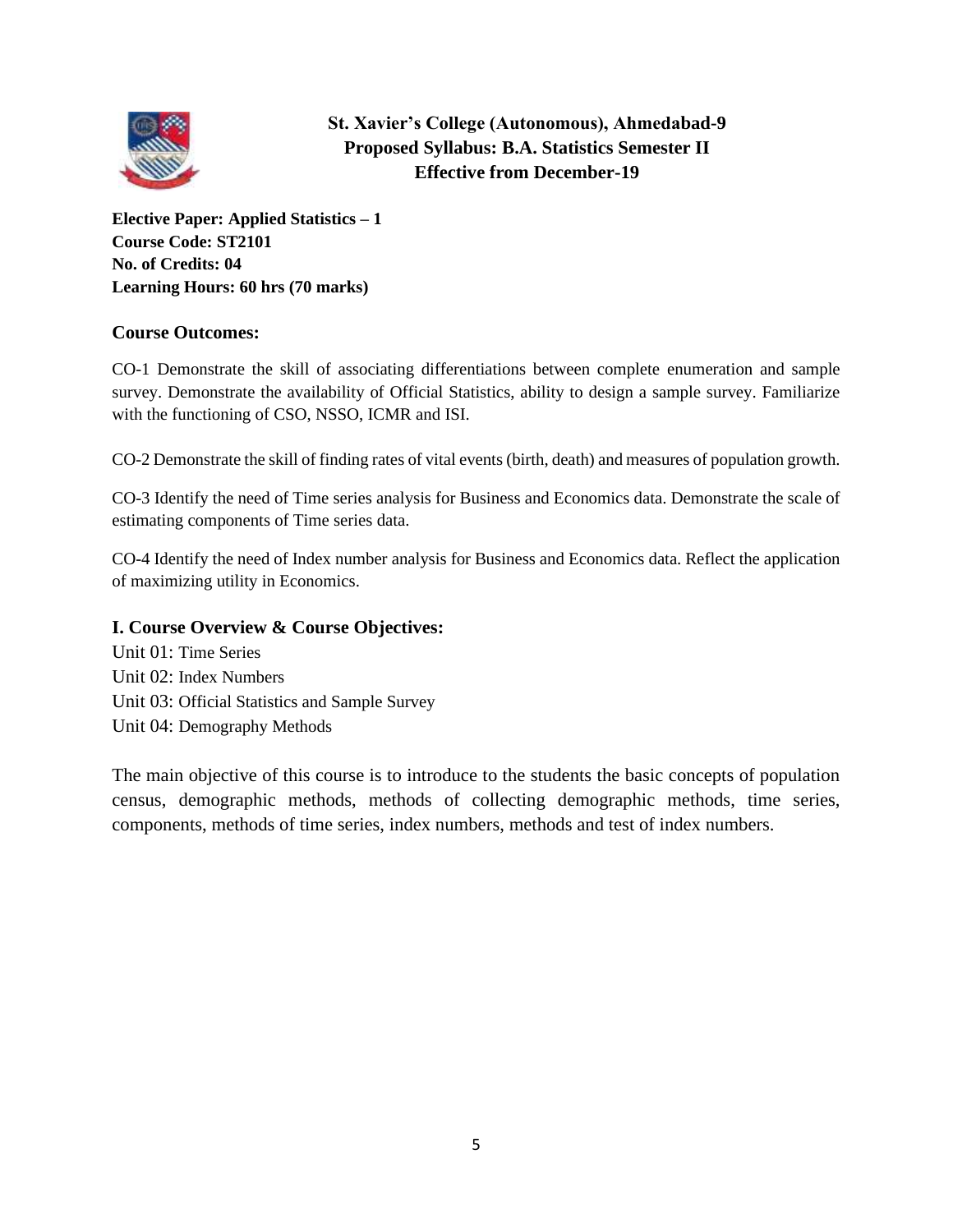**St. Xavier's College (Autonomous), Ahmedabad-9**
**Proposed Syllabus: B.A. Statistics Semester II**
**Effective from December-19**

**Elective Paper: Applied Statistics – 1**
**Course Code: ST2101**
**No. of Credits: 04**
**Learning Hours: 60 hrs (70 marks)**

## Course Outcomes:

CO-1 Demonstrate the skill of associating differentiations between complete enumeration and sample survey. Demonstrate the availability of Official Statistics, ability to design a sample survey. Familiarize with the functioning of CSO, NSSO, ICMR and ISI.

CO-2 Demonstrate the skill of finding rates of vital events (birth, death) and measures of population growth.

CO-3 Identify the need of Time series analysis for Business and Economics data. Demonstrate the scale of estimating components of Time series data.

CO-4 Identify the need of Index number analysis for Business and Economics data. Reflect the application of maximizing utility in Economics.

## I. Course Overview & Course Objectives:

Unit 01: Time Series
Unit 02: Index Numbers
Unit 03: Official Statistics and Sample Survey
Unit 04: Demography Methods

The main objective of this course is to introduce to the students the basic concepts of population census, demographic methods, methods of collecting demographic methods, time series, components, methods of time series, index numbers, methods and test of index numbers.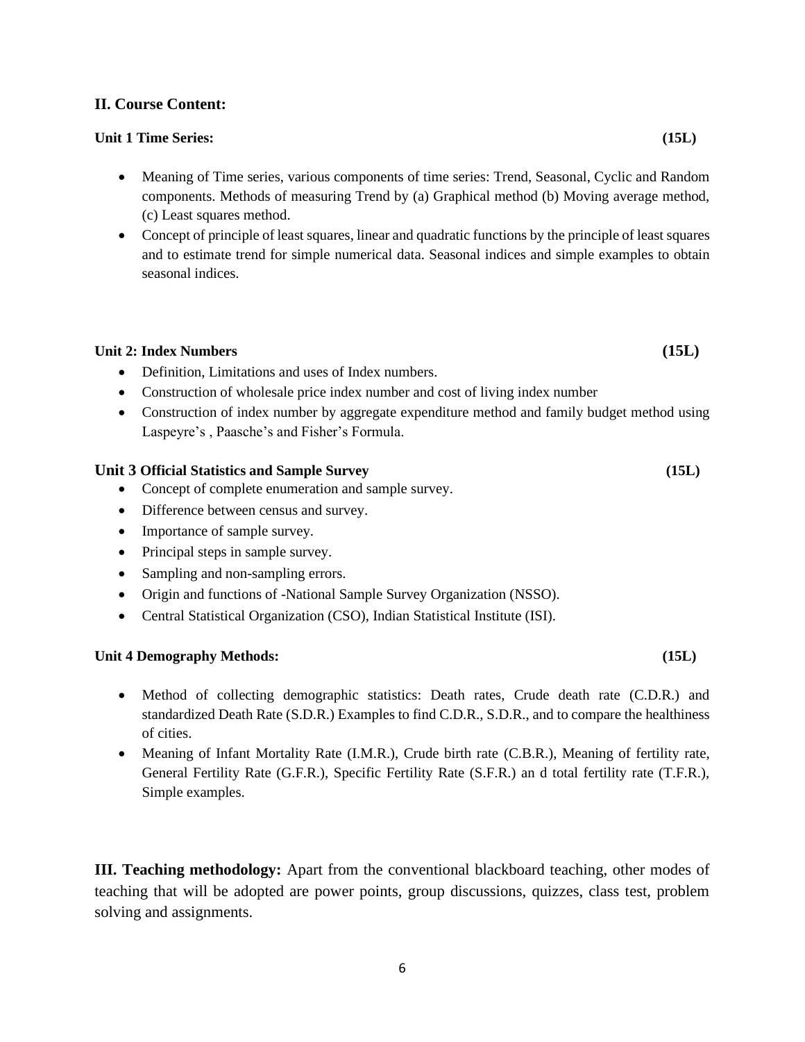## II. Course Content:

### Unit 1 Time Series: (15L)

- Meaning of Time series, various components of time series: Trend, Seasonal, Cyclic and Random components. Methods of measuring Trend by (a) Graphical method (b) Moving average method, (c) Least squares method.
- Concept of principle of least squares, linear and quadratic functions by the principle of least squares and to estimate trend for simple numerical data. Seasonal indices and simple examples to obtain seasonal indices.

### Unit 2: Index Numbers (15L)

- Definition, Limitations and uses of Index numbers.
- Construction of wholesale price index number and cost of living index number
- Construction of index number by aggregate expenditure method and family budget method using Laspeyre's , Paasche's and Fisher's Formula.

### Unit 3 Official Statistics and Sample Survey (15L)

- Concept of complete enumeration and sample survey.
- Difference between census and survey.
- Importance of sample survey.
- Principal steps in sample survey.
- Sampling and non-sampling errors.
- Origin and functions of -National Sample Survey Organization (NSSO).
- Central Statistical Organization (CSO), Indian Statistical Institute (ISI).

### Unit 4 Demography Methods: (15L)

- Method of collecting demographic statistics: Death rates, Crude death rate (C.D.R.) and standardized Death Rate (S.D.R.) Examples to find C.D.R., S.D.R., and to compare the healthiness of cities.
- Meaning of Infant Mortality Rate (I.M.R.), Crude birth rate (C.B.R.), Meaning of fertility rate, General Fertility Rate (G.F.R.), Specific Fertility Rate (S.F.R.) an d total fertility rate (T.F.R.), Simple examples.

**III. Teaching methodology:** Apart from the conventional blackboard teaching, other modes of teaching that will be adopted are power points, group discussions, quizzes, class test, problem solving and assignments.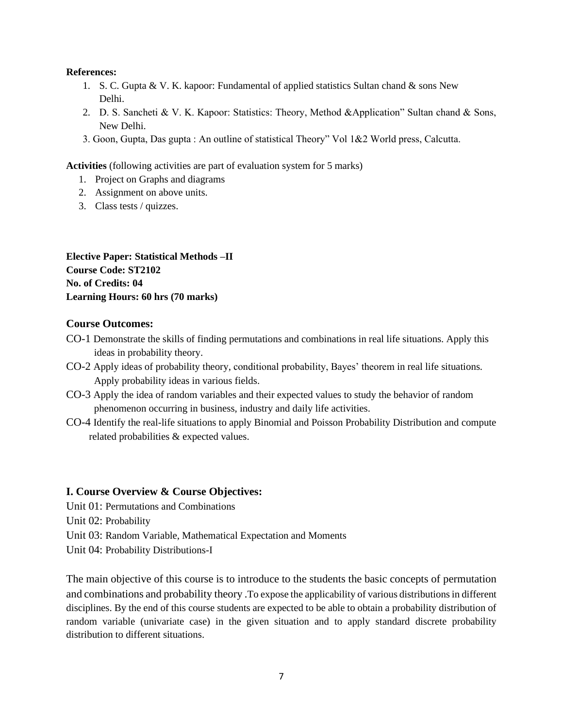**References:**

1. S. C. Gupta & V. K. kapoor: Fundamental of applied statistics Sultan chand & sons New Delhi.
2. D. S. Sancheti & V. K. Kapoor: Statistics: Theory, Method &Application" Sultan chand & Sons, New Delhi.
3. Goon, Gupta, Das gupta : An outline of statistical Theory" Vol 1&2 World press, Calcutta.

**Activities** (following activities are part of evaluation system for 5 marks)

1. Project on Graphs and diagrams
2. Assignment on above units.
3. Class tests / quizzes.

**Elective Paper: Statistical Methods –II**
**Course Code: ST2102**
**No. of Credits: 04**
**Learning Hours: 60 hrs (70 marks)**

### Course Outcomes:

CO-1 Demonstrate the skills of finding permutations and combinations in real life situations. Apply this ideas in probability theory.

CO-2 Apply ideas of probability theory, conditional probability, Bayes' theorem in real life situations. Apply probability ideas in various fields.

CO-3 Apply the idea of random variables and their expected values to study the behavior of random phenomenon occurring in business, industry and daily life activities.

CO-4 Identify the real-life situations to apply Binomial and Poisson Probability Distribution and compute related probabilities & expected values.

### I. Course Overview & Course Objectives:

Unit 01: Permutations and Combinations

Unit 02: Probability

Unit 03: Random Variable, Mathematical Expectation and Moments

Unit 04: Probability Distributions-I

The main objective of this course is to introduce to the students the basic concepts of permutation and combinations and probability theory .To expose the applicability of various distributions in different disciplines. By the end of this course students are expected to be able to obtain a probability distribution of random variable (univariate case) in the given situation and to apply standard discrete probability distribution to different situations.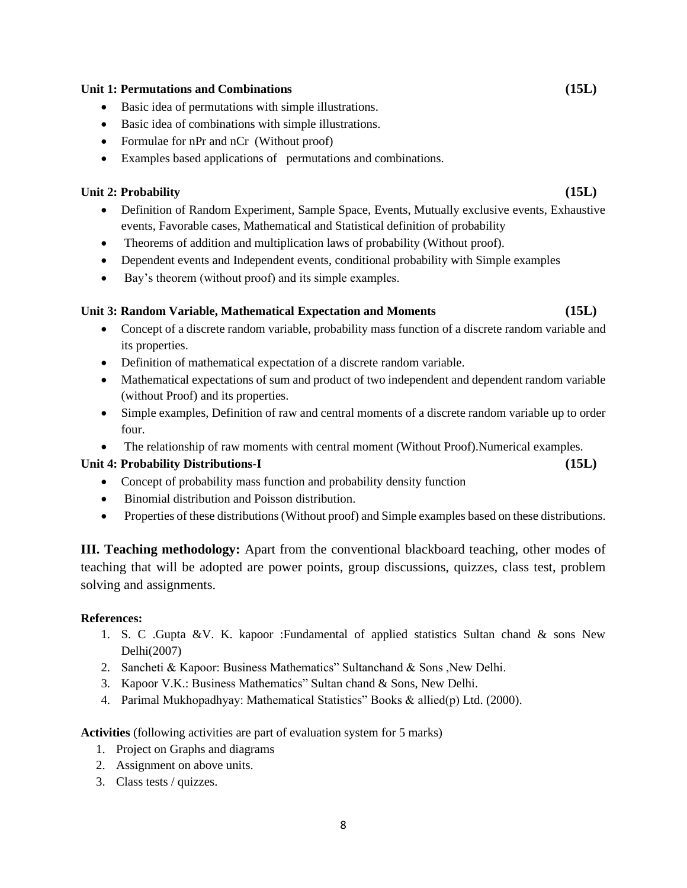**Unit 1: Permutations and Combinations** **(15L)**

- Basic idea of permutations with simple illustrations.
- Basic idea of combinations with simple illustrations.
- Formulae for nPr and nCr (Without proof)
- Examples based applications of permutations and combinations.

**Unit 2: Probability** **(15L)**

- Definition of Random Experiment, Sample Space, Events, Mutually exclusive events, Exhaustive events, Favorable cases, Mathematical and Statistical definition of probability
- Theorems of addition and multiplication laws of probability (Without proof).
- Dependent events and Independent events, conditional probability with Simple examples
- Bay's theorem (without proof) and its simple examples.

**Unit 3: Random Variable, Mathematical Expectation and Moments** **(15L)**

- Concept of a discrete random variable, probability mass function of a discrete random variable and its properties.
- Definition of mathematical expectation of a discrete random variable.
- Mathematical expectations of sum and product of two independent and dependent random variable (without Proof) and its properties.
- Simple examples, Definition of raw and central moments of a discrete random variable up to order four.
- The relationship of raw moments with central moment (Without Proof).Numerical examples.

**Unit 4: Probability Distributions-I** **(15L)**

- Concept of probability mass function and probability density function
- Binomial distribution and Poisson distribution.
- Properties of these distributions (Without proof) and Simple examples based on these distributions.

**III. Teaching methodology:** Apart from the conventional blackboard teaching, other modes of teaching that will be adopted are power points, group discussions, quizzes, class test, problem solving and assignments.

**References:**

1. S. C .Gupta &V. K. kapoor :Fundamental of applied statistics Sultan chand & sons New Delhi(2007)
2. Sancheti & Kapoor: Business Mathematics" Sultanchand & Sons ,New Delhi.
3. Kapoor V.K.: Business Mathematics" Sultan chand & Sons, New Delhi.
4. Parimal Mukhopadhyay: Mathematical Statistics" Books & allied(p) Ltd. (2000).

**Activities** (following activities are part of evaluation system for 5 marks)

1. Project on Graphs and diagrams
2. Assignment on above units.
3. Class tests / quizzes.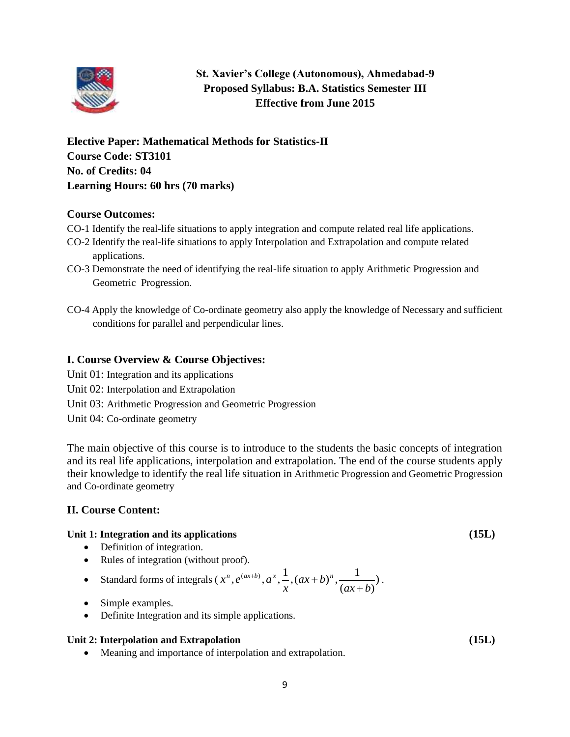**St. Xavier's College (Autonomous), Ahmedabad-9**
**Proposed Syllabus: B.A. Statistics Semester III**
**Effective from June 2015**

**Elective Paper: Mathematical Methods for Statistics-II**
**Course Code: ST3101**
**No. of Credits: 04**
**Learning Hours: 60 hrs (70 marks)**

**Course Outcomes:**

CO-1 Identify the real-life situations to apply integration and compute related real life applications.

CO-2 Identify the real-life situations to apply Interpolation and Extrapolation and compute related applications.

CO-3 Demonstrate the need of identifying the real-life situation to apply Arithmetic Progression and Geometric Progression.

CO-4 Apply the knowledge of Co-ordinate geometry also apply the knowledge of Necessary and sufficient conditions for parallel and perpendicular lines.

## I. Course Overview & Course Objectives:

Unit 01: Integration and its applications

Unit 02: Interpolation and Extrapolation

Unit 03: Arithmetic Progression and Geometric Progression

Unit 04: Co-ordinate geometry

The main objective of this course is to introduce to the students the basic concepts of integration and its real life applications, interpolation and extrapolation. The end of the course students apply their knowledge to identify the real life situation in Arithmetic Progression and Geometric Progression and Co-ordinate geometry

## II. Course Content:

**Unit 1: Integration and its applications (15L)**

- Definition of integration.
- Rules of integration (without proof).
- Standard forms of integrals ( $x^n, e^{(ax+b)}, a^x, \frac{1}{x}, (ax+b)^n, \frac{1}{(ax+b)}$ ).
- Simple examples.
- Definite Integration and its simple applications.

**Unit 2: Interpolation and Extrapolation (15L)**

- Meaning and importance of interpolation and extrapolation.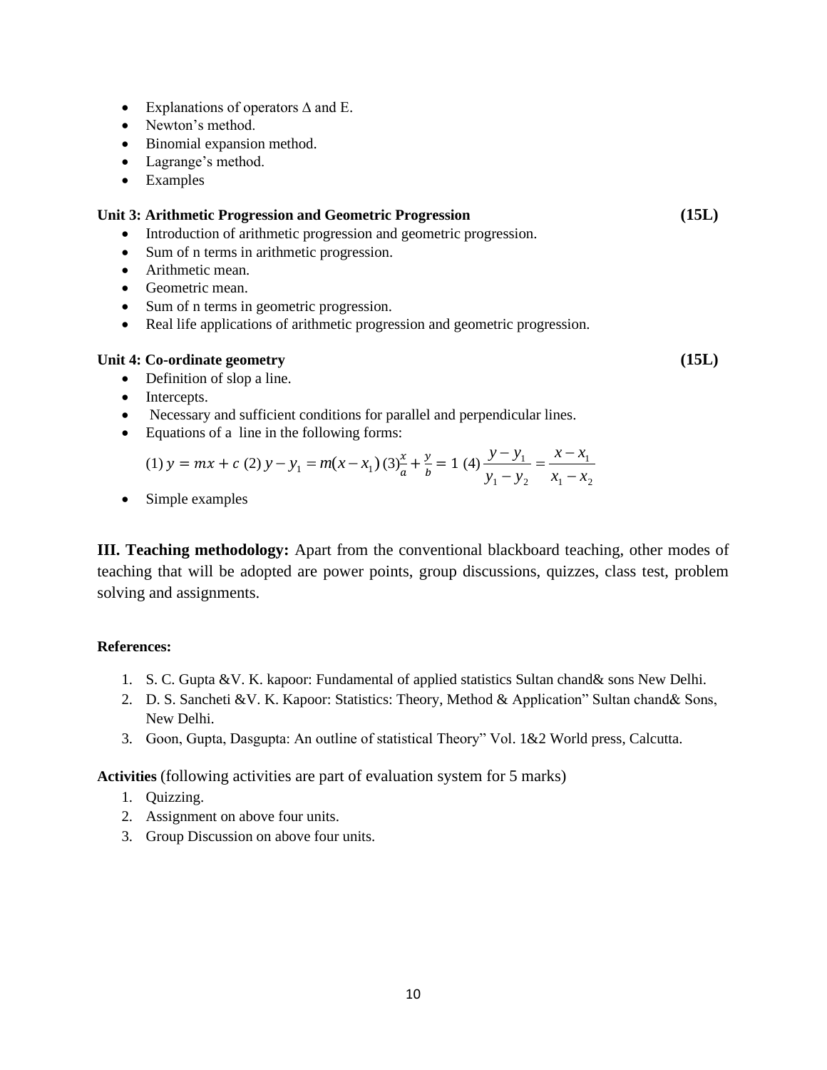- Explanations of operators $\Delta$ and E.
- Newton's method.
- Binomial expansion method.
- Lagrange's method.
- Examples

**Unit 3: Arithmetic Progression and Geometric Progression** **(15L)**

- Introduction of arithmetic progression and geometric progression.
- Sum of n terms in arithmetic progression.
- Arithmetic mean.
- Geometric mean.
- Sum of n terms in geometric progression.
- Real life applications of arithmetic progression and geometric progression.

**Unit 4: Co-ordinate geometry** **(15L)**

- Definition of slop a line.
- Intercepts.
- Necessary and sufficient conditions for parallel and perpendicular lines.
- Equations of a line in the following forms:

  (1) $y = mx + c$ (2) $y - y_1 = m(x - x_1)$ (3) $\frac{x}{a} + \frac{y}{b} = 1$ (4) $\frac{y - y_1}{y_1 - y_2} = \frac{x - x_1}{x_1 - x_2}$

- Simple examples

**III. Teaching methodology:** Apart from the conventional blackboard teaching, other modes of teaching that will be adopted are power points, group discussions, quizzes, class test, problem solving and assignments.

**References:**

1. S. C. Gupta &V. K. kapoor: Fundamental of applied statistics Sultan chand& sons New Delhi.
2. D. S. Sancheti &V. K. Kapoor: Statistics: Theory, Method & Application" Sultan chand& Sons, New Delhi.
3. Goon, Gupta, Dasgupta: An outline of statistical Theory" Vol. 1&2 World press, Calcutta.

**Activities** (following activities are part of evaluation system for 5 marks)

1. Quizzing.
2. Assignment on above four units.
3. Group Discussion on above four units.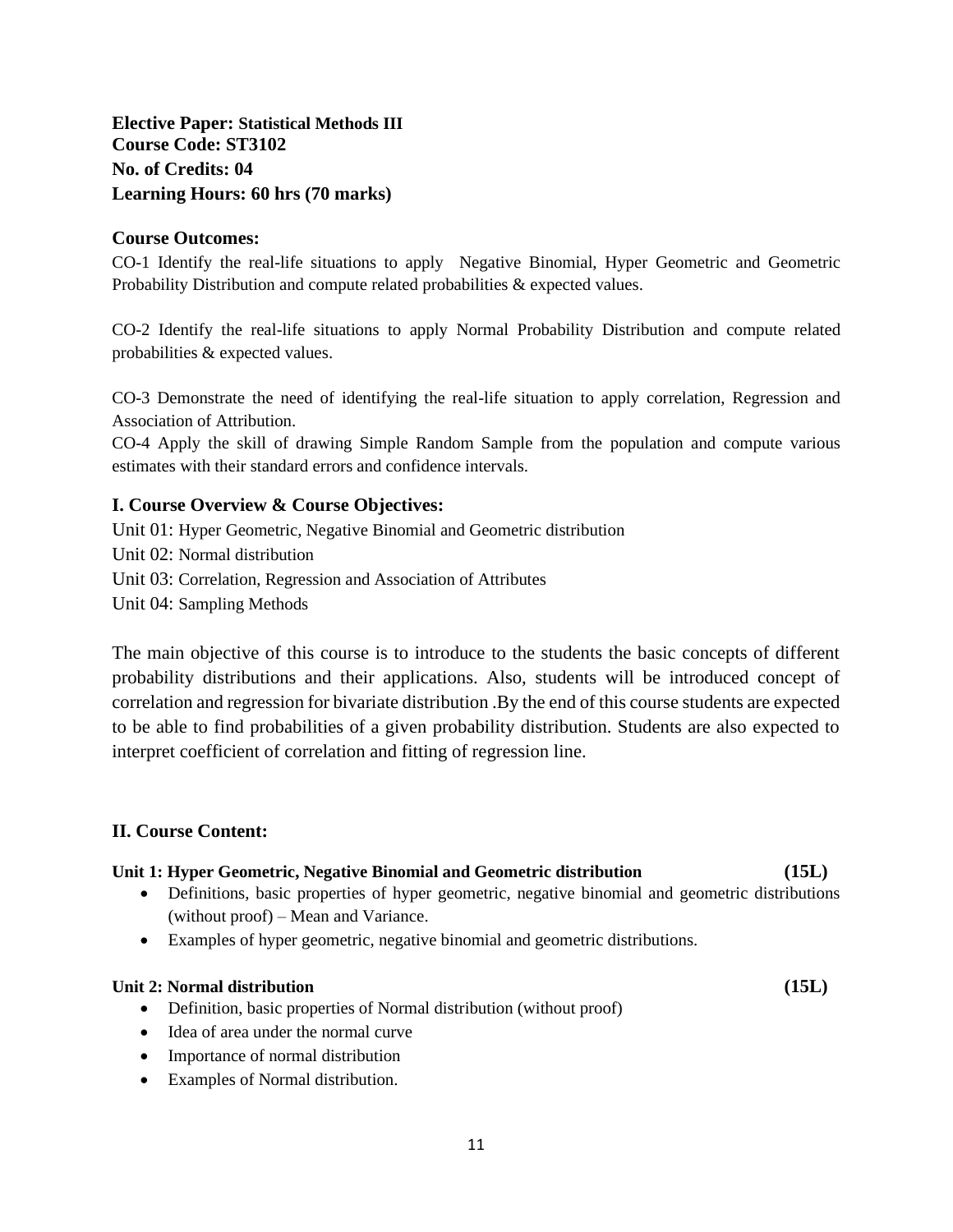**Elective Paper: Statistical Methods III**
**Course Code: ST3102**
**No. of Credits: 04**
**Learning Hours: 60 hrs (70 marks)**

### Course Outcomes:

CO-1 Identify the real-life situations to apply Negative Binomial, Hyper Geometric and Geometric Probability Distribution and compute related probabilities & expected values.

CO-2 Identify the real-life situations to apply Normal Probability Distribution and compute related probabilities & expected values.

CO-3 Demonstrate the need of identifying the real-life situation to apply correlation, Regression and Association of Attribution.

CO-4 Apply the skill of drawing Simple Random Sample from the population and compute various estimates with their standard errors and confidence intervals.

### I. Course Overview & Course Objectives:

Unit 01: Hyper Geometric, Negative Binomial and Geometric distribution

Unit 02: Normal distribution

Unit 03: Correlation, Regression and Association of Attributes

Unit 04: Sampling Methods

The main objective of this course is to introduce to the students the basic concepts of different probability distributions and their applications. Also, students will be introduced concept of correlation and regression for bivariate distribution .By the end of this course students are expected to be able to find probabilities of a given probability distribution. Students are also expected to interpret coefficient of correlation and fitting of regression line.

### II. Course Content:

**Unit 1: Hyper Geometric, Negative Binomial and Geometric distribution (15L)**

- Definitions, basic properties of hyper geometric, negative binomial and geometric distributions (without proof) – Mean and Variance.
- Examples of hyper geometric, negative binomial and geometric distributions.

**Unit 2: Normal distribution (15L)**

- Definition, basic properties of Normal distribution (without proof)
- Idea of area under the normal curve
- Importance of normal distribution
- Examples of Normal distribution.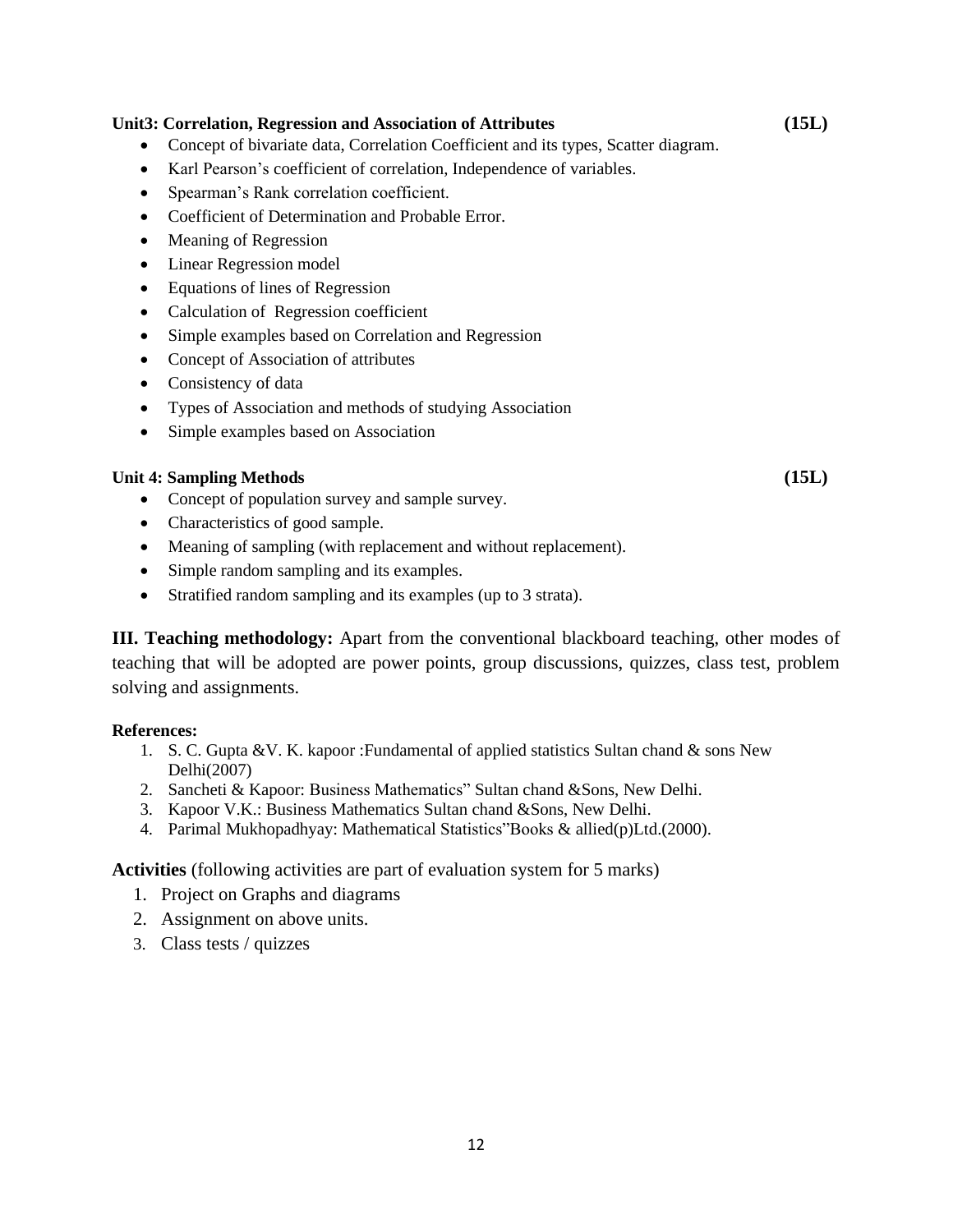**Unit3: Correlation, Regression and Association of Attributes (15L)**

- Concept of bivariate data, Correlation Coefficient and its types, Scatter diagram.
- Karl Pearson's coefficient of correlation, Independence of variables.
- Spearman's Rank correlation coefficient.
- Coefficient of Determination and Probable Error.
- Meaning of Regression
- Linear Regression model
- Equations of lines of Regression
- Calculation of Regression coefficient
- Simple examples based on Correlation and Regression
- Concept of Association of attributes
- Consistency of data
- Types of Association and methods of studying Association
- Simple examples based on Association

**Unit 4: Sampling Methods (15L)**

- Concept of population survey and sample survey.
- Characteristics of good sample.
- Meaning of sampling (with replacement and without replacement).
- Simple random sampling and its examples.
- Stratified random sampling and its examples (up to 3 strata).

**III. Teaching methodology:** Apart from the conventional blackboard teaching, other modes of teaching that will be adopted are power points, group discussions, quizzes, class test, problem solving and assignments.

**References:**

1. S. C. Gupta &V. K. kapoor :Fundamental of applied statistics Sultan chand & sons New Delhi(2007)
2. Sancheti & Kapoor: Business Mathematics" Sultan chand &Sons, New Delhi.
3. Kapoor V.K.: Business Mathematics Sultan chand &Sons, New Delhi.
4. Parimal Mukhopadhyay: Mathematical Statistics"Books & allied(p)Ltd.(2000).

**Activities** (following activities are part of evaluation system for 5 marks)

1. Project on Graphs and diagrams
2. Assignment on above units.
3. Class tests / quizzes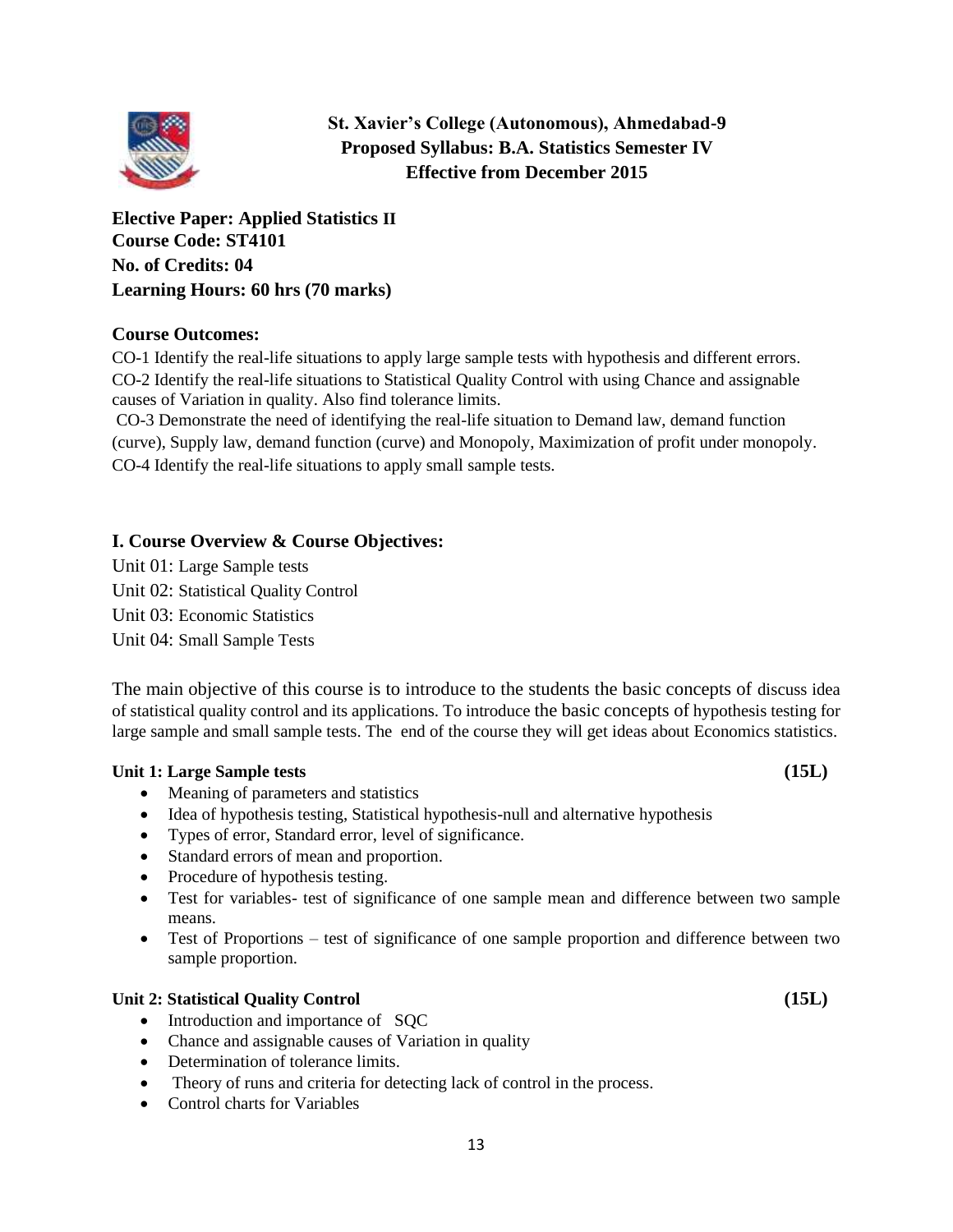**St. Xavier's College (Autonomous), Ahmedabad-9**
**Proposed Syllabus: B.A. Statistics Semester IV**
**Effective from December 2015**

**Elective Paper: Applied Statistics II**
**Course Code: ST4101**
**No. of Credits: 04**
**Learning Hours: 60 hrs (70 marks)**

### Course Outcomes:

CO-1 Identify the real-life situations to apply large sample tests with hypothesis and different errors.
CO-2 Identify the real-life situations to Statistical Quality Control with using Chance and assignable causes of Variation in quality. Also find tolerance limits.
CO-3 Demonstrate the need of identifying the real-life situation to Demand law, demand function (curve), Supply law, demand function (curve) and Monopoly, Maximization of profit under monopoly.
CO-4 Identify the real-life situations to apply small sample tests.

### I. Course Overview & Course Objectives:

Unit 01: Large Sample tests
Unit 02: Statistical Quality Control
Unit 03: Economic Statistics
Unit 04: Small Sample Tests

The main objective of this course is to introduce to the students the basic concepts of discuss idea of statistical quality control and its applications. To introduce the basic concepts of hypothesis testing for large sample and small sample tests. The end of the course they will get ideas about Economics statistics.

**Unit 1: Large Sample tests (15L)**

- Meaning of parameters and statistics
- Idea of hypothesis testing, Statistical hypothesis-null and alternative hypothesis
- Types of error, Standard error, level of significance.
- Standard errors of mean and proportion.
- Procedure of hypothesis testing.
- Test for variables- test of significance of one sample mean and difference between two sample means.
- Test of Proportions – test of significance of one sample proportion and difference between two sample proportion.

**Unit 2: Statistical Quality Control (15L)**

- Introduction and importance of SQC
- Chance and assignable causes of Variation in quality
- Determination of tolerance limits.
- Theory of runs and criteria for detecting lack of control in the process.
- Control charts for Variables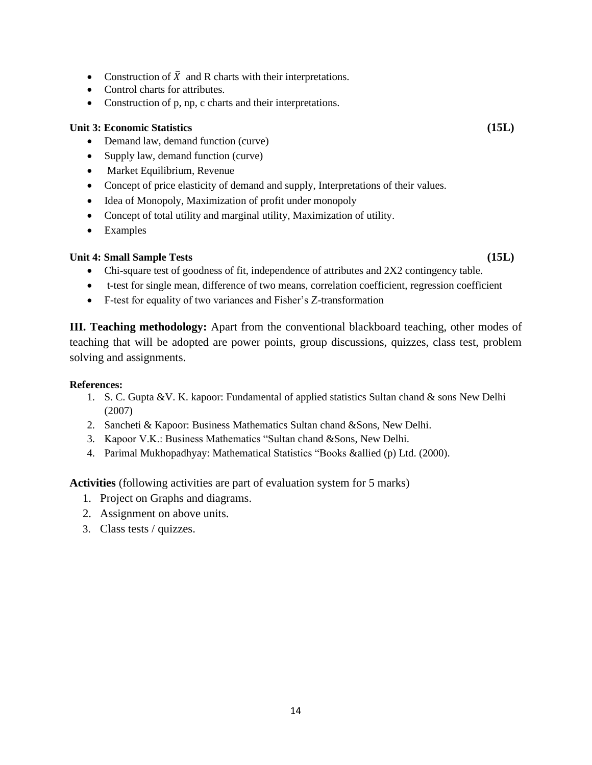- Construction of $\bar{X}$ and R charts with their interpretations.
- Control charts for attributes.
- Construction of p, np, c charts and their interpretations.

**Unit 3: Economic Statistics** **(15L)**

- Demand law, demand function (curve)
- Supply law, demand function (curve)
- Market Equilibrium, Revenue
- Concept of price elasticity of demand and supply, Interpretations of their values.
- Idea of Monopoly, Maximization of profit under monopoly
- Concept of total utility and marginal utility, Maximization of utility.
- Examples

**Unit 4: Small Sample Tests** **(15L)**

- Chi-square test of goodness of fit, independence of attributes and 2X2 contingency table.
- t-test for single mean, difference of two means, correlation coefficient, regression coefficient
- F-test for equality of two variances and Fisher's Z-transformation

**III. Teaching methodology:** Apart from the conventional blackboard teaching, other modes of teaching that will be adopted are power points, group discussions, quizzes, class test, problem solving and assignments.

**References:**

1. S. C. Gupta &V. K. kapoor: Fundamental of applied statistics Sultan chand & sons New Delhi (2007)
2. Sancheti & Kapoor: Business Mathematics Sultan chand &Sons, New Delhi.
3. Kapoor V.K.: Business Mathematics "Sultan chand &Sons, New Delhi.
4. Parimal Mukhopadhyay: Mathematical Statistics "Books &allied (p) Ltd. (2000).

**Activities** (following activities are part of evaluation system for 5 marks)

1. Project on Graphs and diagrams.
2. Assignment on above units.
3. Class tests / quizzes.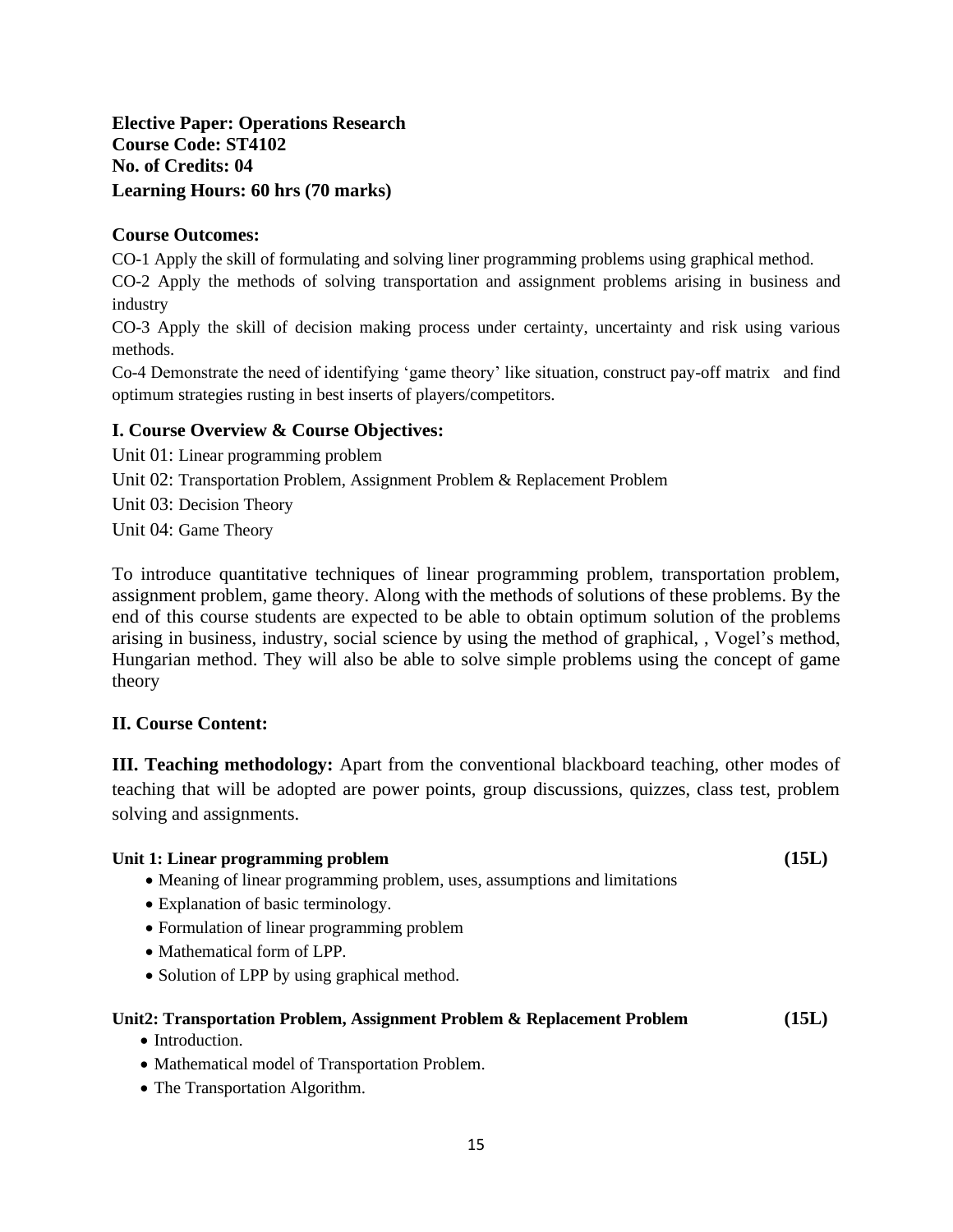**Elective Paper: Operations Research**
**Course Code: ST4102**
**No. of Credits: 04**
**Learning Hours: 60 hrs (70 marks)**

## Course Outcomes:

CO-1 Apply the skill of formulating and solving liner programming problems using graphical method.

CO-2 Apply the methods of solving transportation and assignment problems arising in business and industry

CO-3 Apply the skill of decision making process under certainty, uncertainty and risk using various methods.

Co-4 Demonstrate the need of identifying 'game theory' like situation, construct pay-off matrix and find optimum strategies rusting in best inserts of players/competitors.

## I. Course Overview & Course Objectives:

Unit 01: Linear programming problem

Unit 02: Transportation Problem, Assignment Problem & Replacement Problem

Unit 03: Decision Theory

Unit 04: Game Theory

To introduce quantitative techniques of linear programming problem, transportation problem, assignment problem, game theory. Along with the methods of solutions of these problems. By the end of this course students are expected to be able to obtain optimum solution of the problems arising in business, industry, social science by using the method of graphical, , Vogel's method, Hungarian method. They will also be able to solve simple problems using the concept of game theory

## II. Course Content:

**III. Teaching methodology:** Apart from the conventional blackboard teaching, other modes of teaching that will be adopted are power points, group discussions, quizzes, class test, problem solving and assignments.

**Unit 1: Linear programming problem (15L)**

- Meaning of linear programming problem, uses, assumptions and limitations
- Explanation of basic terminology.
- Formulation of linear programming problem
- Mathematical form of LPP.
- Solution of LPP by using graphical method.

**Unit2: Transportation Problem, Assignment Problem & Replacement Problem (15L)**

- Introduction.
- Mathematical model of Transportation Problem.
- The Transportation Algorithm.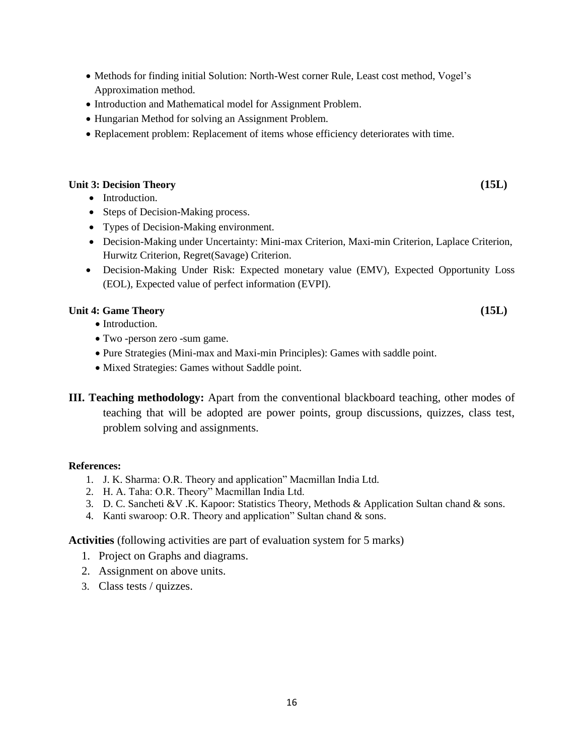- Methods for finding initial Solution: North-West corner Rule, Least cost method, Vogel's Approximation method.
- Introduction and Mathematical model for Assignment Problem.
- Hungarian Method for solving an Assignment Problem.
- Replacement problem: Replacement of items whose efficiency deteriorates with time.

**Unit 3: Decision Theory (15L)**

- Introduction.
- Steps of Decision-Making process.
- Types of Decision-Making environment.
- Decision-Making under Uncertainty: Mini-max Criterion, Maxi-min Criterion, Laplace Criterion, Hurwitz Criterion, Regret(Savage) Criterion.
- Decision-Making Under Risk: Expected monetary value (EMV), Expected Opportunity Loss (EOL), Expected value of perfect information (EVPI).

**Unit 4: Game Theory (15L)**

- Introduction.
- Two -person zero -sum game.
- Pure Strategies (Mini-max and Maxi-min Principles): Games with saddle point.
- Mixed Strategies: Games without Saddle point.

**III. Teaching methodology:** Apart from the conventional blackboard teaching, other modes of teaching that will be adopted are power points, group discussions, quizzes, class test, problem solving and assignments.

**References:**

1. J. K. Sharma: O.R. Theory and application" Macmillan India Ltd.
2. H. A. Taha: O.R. Theory" Macmillan India Ltd.
3. D. C. Sancheti &V .K. Kapoor: Statistics Theory, Methods & Application Sultan chand & sons.
4. Kanti swaroop: O.R. Theory and application" Sultan chand & sons.

**Activities** (following activities are part of evaluation system for 5 marks)

1. Project on Graphs and diagrams.
2. Assignment on above units.
3. Class tests / quizzes.